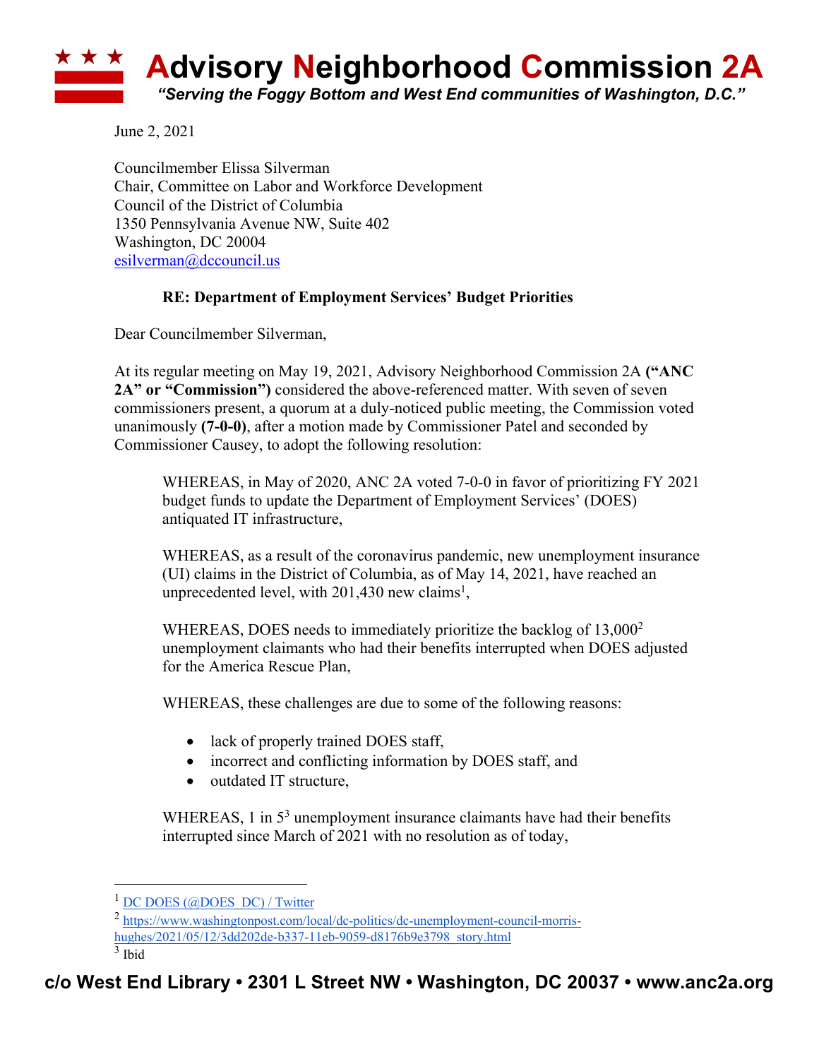# Advisory Neighborhood Commission 2A

*"Serving the Foggy Bottom and West End communities of Washington, D.C."*

June 2, 2021

Councilmember Elissa Silverman
Chair, Committee on Labor and Workforce Development
Council of the District of Columbia
1350 Pennsylvania Avenue NW, Suite 402
Washington, DC 20004
esilverman@dccouncil.us

**RE: Department of Employment Services' Budget Priorities**

Dear Councilmember Silverman,

At its regular meeting on May 19, 2021, Advisory Neighborhood Commission 2A **("ANC 2A" or "Commission")** considered the above-referenced matter. With seven of seven commissioners present, a quorum at a duly-noticed public meeting, the Commission voted unanimously **(7-0-0)**, after a motion made by Commissioner Patel and seconded by Commissioner Causey, to adopt the following resolution:

> WHEREAS, in May of 2020, ANC 2A voted 7-0-0 in favor of prioritizing FY 2021 budget funds to update the Department of Employment Services' (DOES) antiquated IT infrastructure,
>
> WHEREAS, as a result of the coronavirus pandemic, new unemployment insurance (UI) claims in the District of Columbia, as of May 14, 2021, have reached an unprecedented level, with 201,430 new claims[1],
>
> WHEREAS, DOES needs to immediately prioritize the backlog of 13,000[2] unemployment claimants who had their benefits interrupted when DOES adjusted for the America Rescue Plan,
>
> WHEREAS, these challenges are due to some of the following reasons:
>
> - lack of properly trained DOES staff,
> - incorrect and conflicting information by DOES staff, and
> - outdated IT structure,
>
> WHEREAS, 1 in 5[3] unemployment insurance claimants have had their benefits interrupted since March of 2021 with no resolution as of today,

---

[1] DC DOES (@DOES_DC) / Twitter

[2] https://www.washingtonpost.com/local/dc-politics/dc-unemployment-council-morris-hughes/2021/05/12/3dd202de-b337-11eb-9059-d8176b9e3798_story.html

[3] Ibid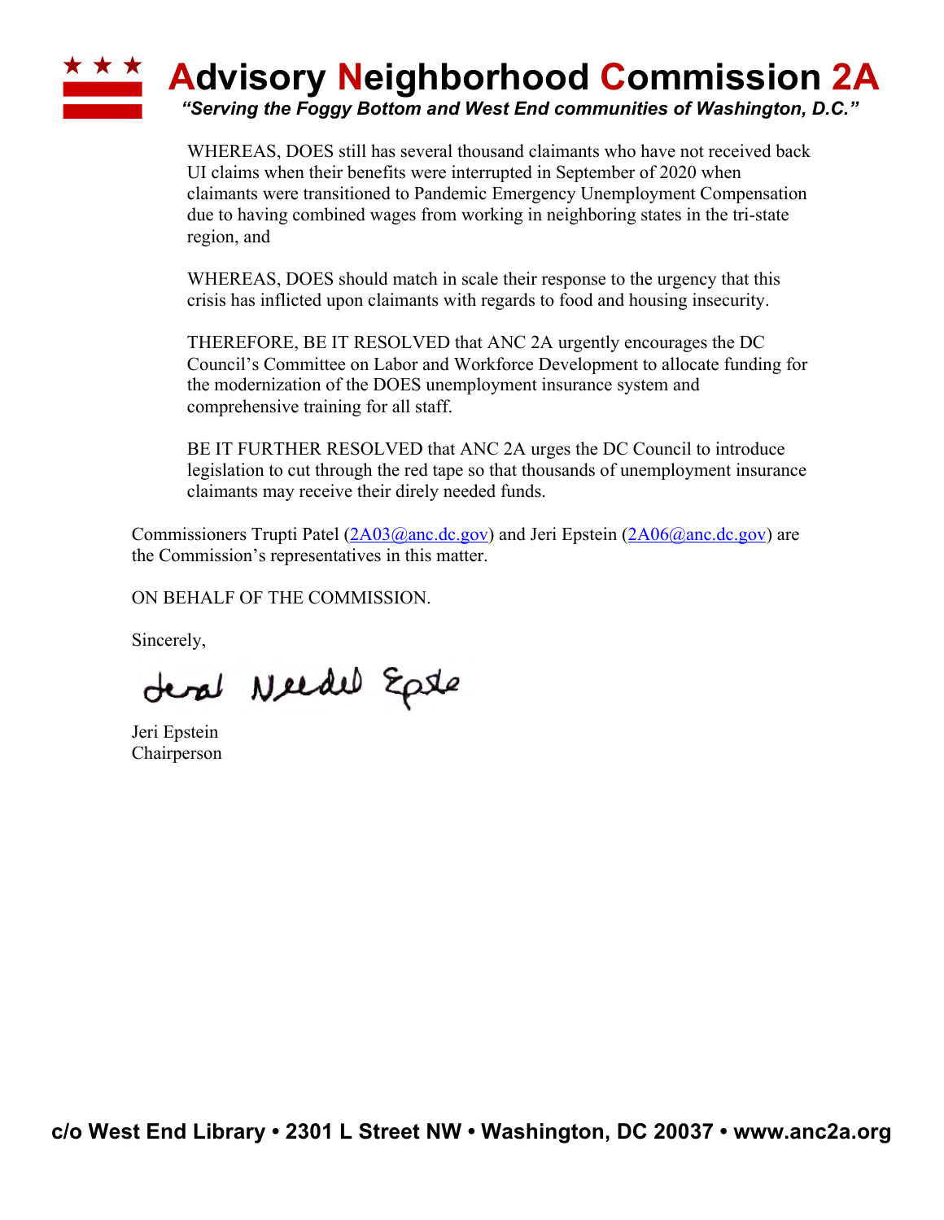WHEREAS, DOES still has several thousand claimants who have not received back UI claims when their benefits were interrupted in September of 2020 when claimants were transitioned to Pandemic Emergency Unemployment Compensation due to having combined wages from working in neighboring states in the tri-state region, and

WHEREAS, DOES should match in scale their response to the urgency that this crisis has inflicted upon claimants with regards to food and housing insecurity.

THEREFORE, BE IT RESOLVED that ANC 2A urgently encourages the DC Council's Committee on Labor and Workforce Development to allocate funding for the modernization of the DOES unemployment insurance system and comprehensive training for all staff.

BE IT FURTHER RESOLVED that ANC 2A urges the DC Council to introduce legislation to cut through the red tape so that thousands of unemployment insurance claimants may receive their direly needed funds.

Commissioners Trupti Patel ([2A03@anc.dc.gov](mailto:2A03@anc.dc.gov)) and Jeri Epstein ([2A06@anc.dc.gov](mailto:2A06@anc.dc.gov)) are the Commission's representatives in this matter.

ON BEHALF OF THE COMMISSION.

Sincerely,

Jeri Epstein
Chairperson